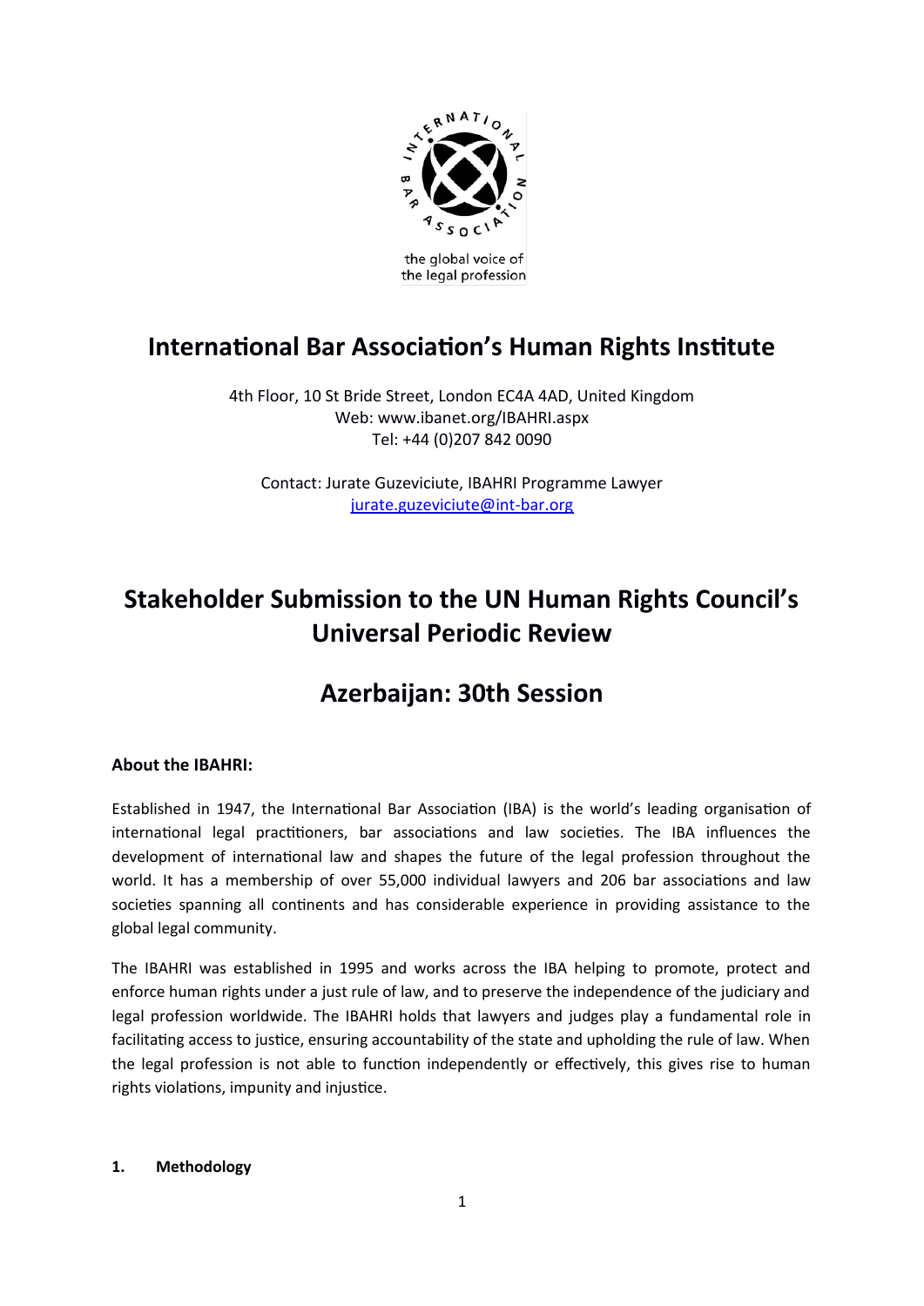the global voice of the legal profession

# International Bar Association's Human Rights Institute

4th Floor, 10 St Bride Street, London EC4A 4AD, United Kingdom
Web: www.ibanet.org/IBAHRI.aspx
Tel: +44 (0)207 842 0090

Contact: Jurate Guzeviciute, IBAHRI Programme Lawyer
jurate.guzeviciute@int-bar.org

# Stakeholder Submission to the UN Human Rights Council's Universal Periodic Review

# Azerbaijan: 30th Session

**About the IBAHRI:**

Established in 1947, the International Bar Association (IBA) is the world's leading organisation of international legal practitioners, bar associations and law societies. The IBA influences the development of international law and shapes the future of the legal profession throughout the world. It has a membership of over 55,000 individual lawyers and 206 bar associations and law societies spanning all continents and has considerable experience in providing assistance to the global legal community.

The IBAHRI was established in 1995 and works across the IBA helping to promote, protect and enforce human rights under a just rule of law, and to preserve the independence of the judiciary and legal profession worldwide. The IBAHRI holds that lawyers and judges play a fundamental role in facilitating access to justice, ensuring accountability of the state and upholding the rule of law. When the legal profession is not able to function independently or effectively, this gives rise to human rights violations, impunity and injustice.

**1. Methodology**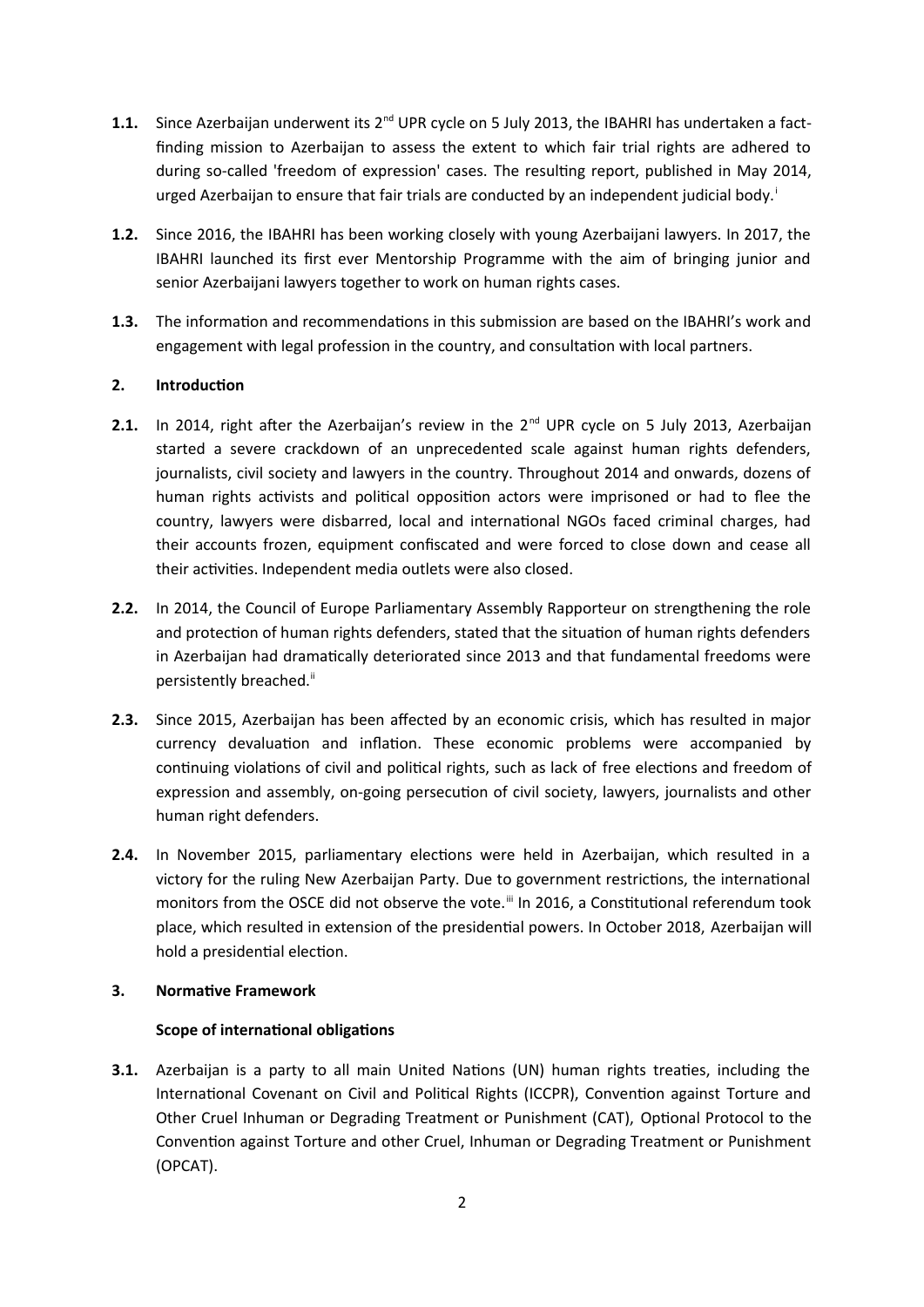**1.1.** Since Azerbaijan underwent its 2nd UPR cycle on 5 July 2013, the IBAHRI has undertaken a fact-finding mission to Azerbaijan to assess the extent to which fair trial rights are adhered to during so-called 'freedom of expression' cases. The resulting report, published in May 2014, urged Azerbaijan to ensure that fair trials are conducted by an independent judicial body.[i]

**1.2.** Since 2016, the IBAHRI has been working closely with young Azerbaijani lawyers. In 2017, the IBAHRI launched its first ever Mentorship Programme with the aim of bringing junior and senior Azerbaijani lawyers together to work on human rights cases.

**1.3.** The information and recommendations in this submission are based on the IBAHRI's work and engagement with legal profession in the country, and consultation with local partners.

## 2. Introduction

**2.1.** In 2014, right after the Azerbaijan's review in the 2nd UPR cycle on 5 July 2013, Azerbaijan started a severe crackdown of an unprecedented scale against human rights defenders, journalists, civil society and lawyers in the country. Throughout 2014 and onwards, dozens of human rights activists and political opposition actors were imprisoned or had to flee the country, lawyers were disbarred, local and international NGOs faced criminal charges, had their accounts frozen, equipment confiscated and were forced to close down and cease all their activities. Independent media outlets were also closed.

**2.2.** In 2014, the Council of Europe Parliamentary Assembly Rapporteur on strengthening the role and protection of human rights defenders, stated that the situation of human rights defenders in Azerbaijan had dramatically deteriorated since 2013 and that fundamental freedoms were persistently breached.[ii]

**2.3.** Since 2015, Azerbaijan has been affected by an economic crisis, which has resulted in major currency devaluation and inflation. These economic problems were accompanied by continuing violations of civil and political rights, such as lack of free elections and freedom of expression and assembly, on-going persecution of civil society, lawyers, journalists and other human right defenders.

**2.4.** In November 2015, parliamentary elections were held in Azerbaijan, which resulted in a victory for the ruling New Azerbaijan Party. Due to government restrictions, the international monitors from the OSCE did not observe the vote.[iii] In 2016, a Constitutional referendum took place, which resulted in extension of the presidential powers. In October 2018, Azerbaijan will hold a presidential election.

## 3. Normative Framework

### Scope of international obligations

**3.1.** Azerbaijan is a party to all main United Nations (UN) human rights treaties, including the International Covenant on Civil and Political Rights (ICCPR), Convention against Torture and Other Cruel Inhuman or Degrading Treatment or Punishment (CAT), Optional Protocol to the Convention against Torture and other Cruel, Inhuman or Degrading Treatment or Punishment (OPCAT).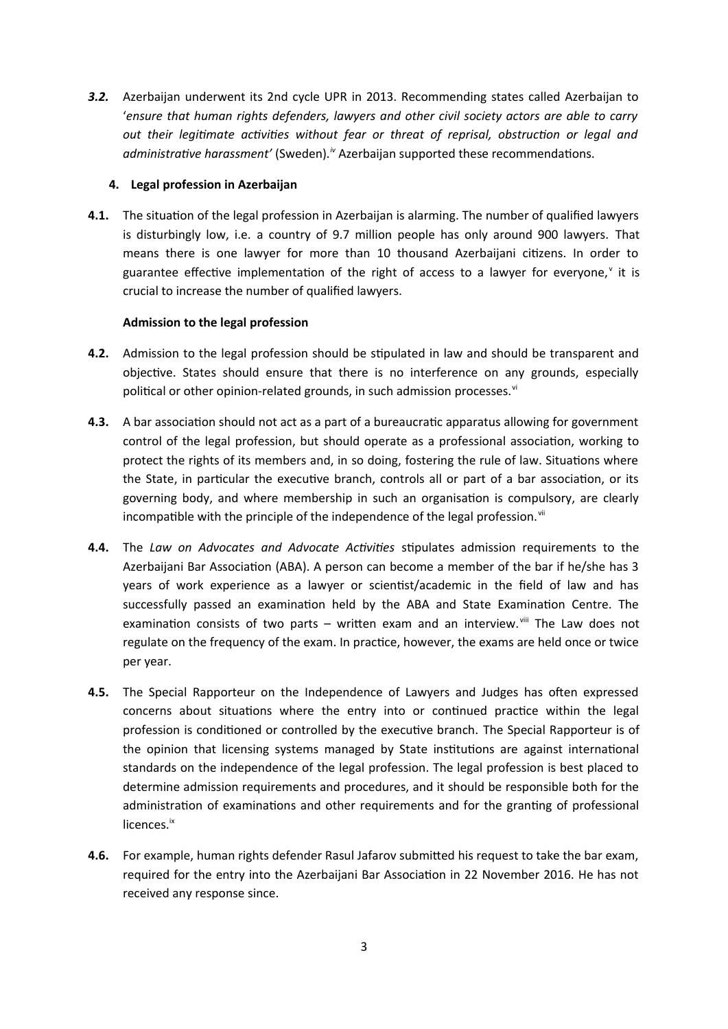***3.2.*** Azerbaijan underwent its 2nd cycle UPR in 2013. Recommending states called Azerbaijan to '*ensure that human rights defenders, lawyers and other civil society actors are able to carry out their legitimate activities without fear or threat of reprisal, obstruction or legal and administrative harassment'* (Sweden).[iv] Azerbaijan supported these recommendations.

## 4. Legal profession in Azerbaijan

**4.1.** The situation of the legal profession in Azerbaijan is alarming. The number of qualified lawyers is disturbingly low, i.e. a country of 9.7 million people has only around 900 lawyers. That means there is one lawyer for more than 10 thousand Azerbaijani citizens. In order to guarantee effective implementation of the right of access to a lawyer for everyone,[v] it is crucial to increase the number of qualified lawyers.

### Admission to the legal profession

**4.2.** Admission to the legal profession should be stipulated in law and should be transparent and objective. States should ensure that there is no interference on any grounds, especially political or other opinion-related grounds, in such admission processes.[vi]

**4.3.** A bar association should not act as a part of a bureaucratic apparatus allowing for government control of the legal profession, but should operate as a professional association, working to protect the rights of its members and, in so doing, fostering the rule of law. Situations where the State, in particular the executive branch, controls all or part of a bar association, or its governing body, and where membership in such an organisation is compulsory, are clearly incompatible with the principle of the independence of the legal profession.[vii]

**4.4.** The *Law on Advocates and Advocate Activities* stipulates admission requirements to the Azerbaijani Bar Association (ABA). A person can become a member of the bar if he/she has 3 years of work experience as a lawyer or scientist/academic in the field of law and has successfully passed an examination held by the ABA and State Examination Centre. The examination consists of two parts – written exam and an interview.[viii] The Law does not regulate on the frequency of the exam. In practice, however, the exams are held once or twice per year.

**4.5.** The Special Rapporteur on the Independence of Lawyers and Judges has often expressed concerns about situations where the entry into or continued practice within the legal profession is conditioned or controlled by the executive branch. The Special Rapporteur is of the opinion that licensing systems managed by State institutions are against international standards on the independence of the legal profession. The legal profession is best placed to determine admission requirements and procedures, and it should be responsible both for the administration of examinations and other requirements and for the granting of professional licences.[ix]

**4.6.** For example, human rights defender Rasul Jafarov submitted his request to take the bar exam, required for the entry into the Azerbaijani Bar Association in 22 November 2016. He has not received any response since.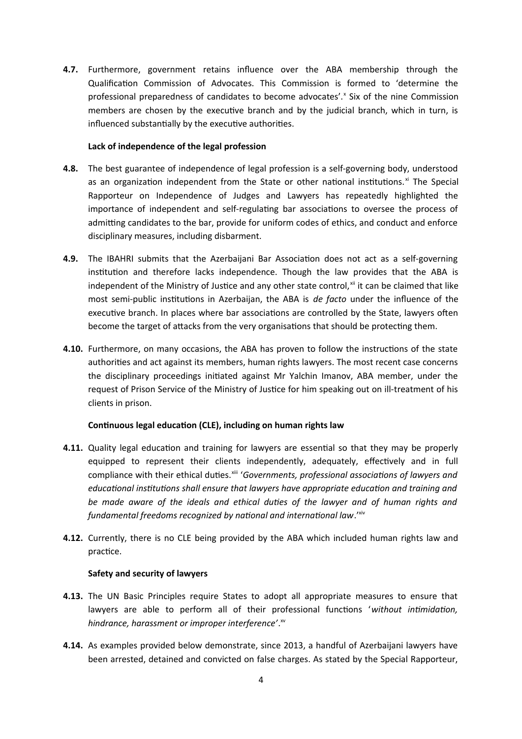**4.7.** Furthermore, government retains influence over the ABA membership through the Qualification Commission of Advocates. This Commission is formed to 'determine the professional preparedness of candidates to become advocates'.[x] Six of the nine Commission members are chosen by the executive branch and by the judicial branch, which in turn, is influenced substantially by the executive authorities.

**Lack of independence of the legal profession**

**4.8.** The best guarantee of independence of legal profession is a self-governing body, understood as an organization independent from the State or other national institutions.[xi] The Special Rapporteur on Independence of Judges and Lawyers has repeatedly highlighted the importance of independent and self-regulating bar associations to oversee the process of admitting candidates to the bar, provide for uniform codes of ethics, and conduct and enforce disciplinary measures, including disbarment.

**4.9.** The IBAHRI submits that the Azerbaijani Bar Association does not act as a self-governing institution and therefore lacks independence. Though the law provides that the ABA is independent of the Ministry of Justice and any other state control,[xii] it can be claimed that like most semi-public institutions in Azerbaijan, the ABA is *de facto* under the influence of the executive branch. In places where bar associations are controlled by the State, lawyers often become the target of attacks from the very organisations that should be protecting them.

**4.10.** Furthermore, on many occasions, the ABA has proven to follow the instructions of the state authorities and act against its members, human rights lawyers. The most recent case concerns the disciplinary proceedings initiated against Mr Yalchin Imanov, ABA member, under the request of Prison Service of the Ministry of Justice for him speaking out on ill-treatment of his clients in prison.

**Continuous legal education (CLE), including on human rights law**

**4.11.** Quality legal education and training for lawyers are essential so that they may be properly equipped to represent their clients independently, adequately, effectively and in full compliance with their ethical duties.[xiii] '*Governments, professional associations of lawyers and educational institutions shall ensure that lawyers have appropriate education and training and be made aware of the ideals and ethical duties of the lawyer and of human rights and fundamental freedoms recognized by national and international law*.'[xiv]

**4.12.** Currently, there is no CLE being provided by the ABA which included human rights law and practice.

**Safety and security of lawyers**

**4.13.** The UN Basic Principles require States to adopt all appropriate measures to ensure that lawyers are able to perform all of their professional functions '*without intimidation, hindrance, harassment or improper interference*'.[xv]

**4.14.** As examples provided below demonstrate, since 2013, a handful of Azerbaijani lawyers have been arrested, detained and convicted on false charges. As stated by the Special Rapporteur,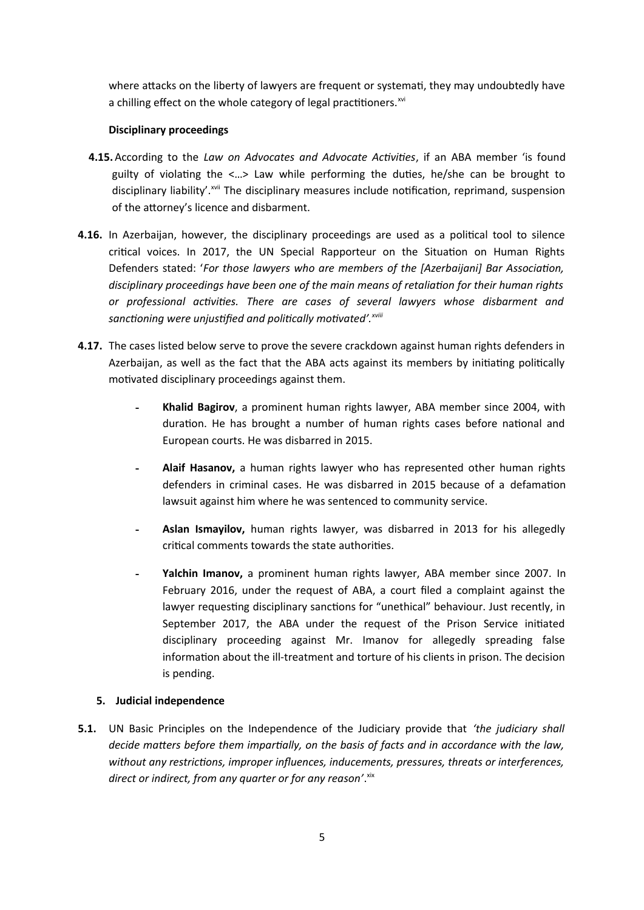where attacks on the liberty of lawyers are frequent or systemati, they may undoubtedly have a chilling effect on the whole category of legal practitioners.[xvi]

### Disciplinary proceedings

**4.15.** According to the *Law on Advocates and Advocate Activities*, if an ABA member 'is found guilty of violating the <…> Law while performing the duties, he/she can be brought to disciplinary liability'.[xvii] The disciplinary measures include notification, reprimand, suspension of the attorney's licence and disbarment.

**4.16.** In Azerbaijan, however, the disciplinary proceedings are used as a political tool to silence critical voices. In 2017, the UN Special Rapporteur on the Situation on Human Rights Defenders stated: '*For those lawyers who are members of the [Azerbaijani] Bar Association, disciplinary proceedings have been one of the main means of retaliation for their human rights or professional activities. There are cases of several lawyers whose disbarment and sanctioning were unjustified and politically motivated'.*[xviii]

**4.17.** The cases listed below serve to prove the severe crackdown against human rights defenders in Azerbaijan, as well as the fact that the ABA acts against its members by initiating politically motivated disciplinary proceedings against them.

- **Khalid Bagirov**, a prominent human rights lawyer, ABA member since 2004, with duration. He has brought a number of human rights cases before national and European courts. He was disbarred in 2015.
- **Alaif Hasanov,** a human rights lawyer who has represented other human rights defenders in criminal cases. He was disbarred in 2015 because of a defamation lawsuit against him where he was sentenced to community service.
- **Aslan Ismayilov,** human rights lawyer, was disbarred in 2013 for his allegedly critical comments towards the state authorities.
- **Yalchin Imanov,** a prominent human rights lawyer, ABA member since 2007. In February 2016, under the request of ABA, a court filed a complaint against the lawyer requesting disciplinary sanctions for "unethical" behaviour. Just recently, in September 2017, the ABA under the request of the Prison Service initiated disciplinary proceeding against Mr. Imanov for allegedly spreading false information about the ill-treatment and torture of his clients in prison. The decision is pending.

## 5. Judicial independence

**5.1.** UN Basic Principles on the Independence of the Judiciary provide that *'the judiciary shall decide matters before them impartially, on the basis of facts and in accordance with the law, without any restrictions, improper influences, inducements, pressures, threats or interferences, direct or indirect, from any quarter or for any reason'*.[xix]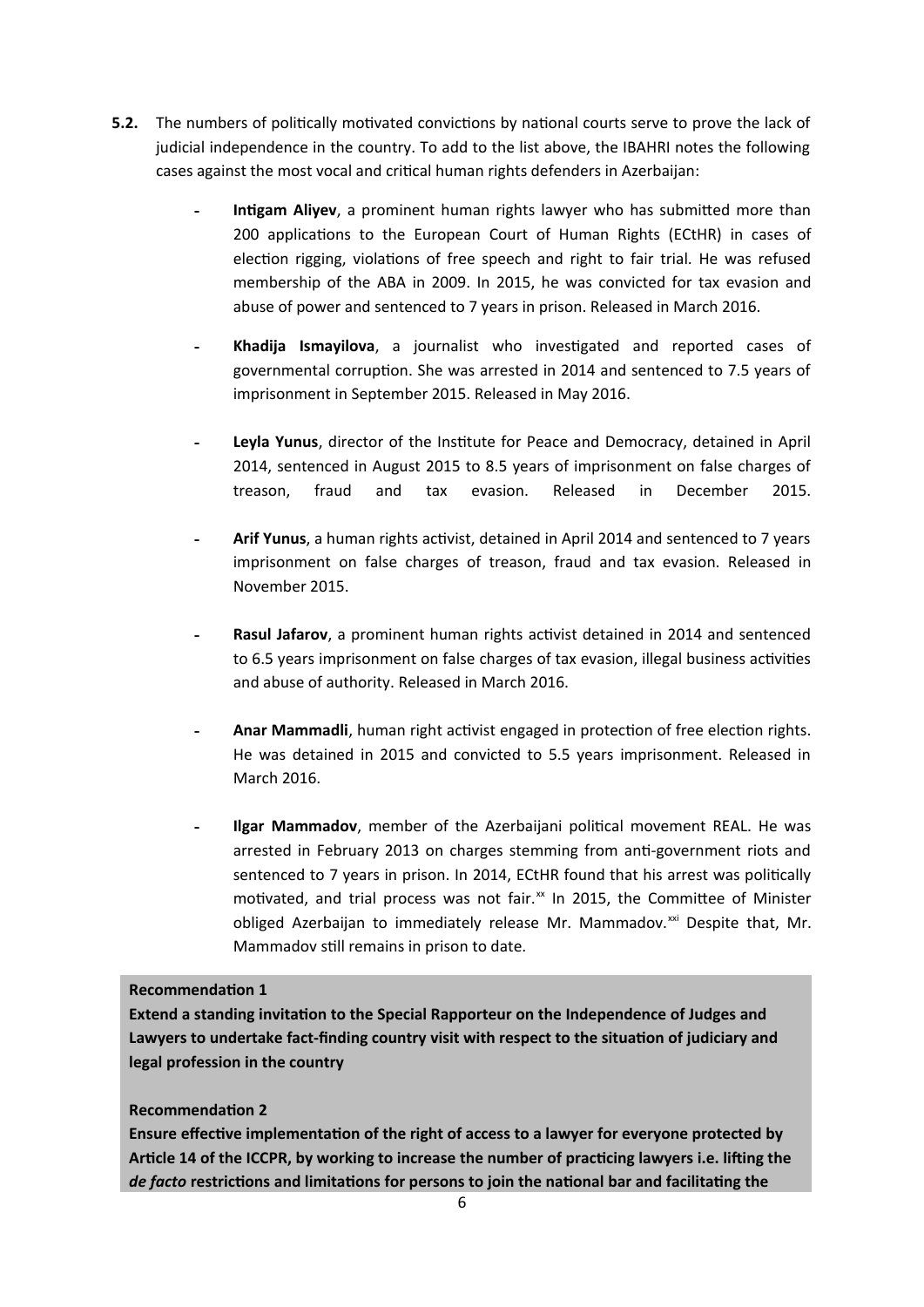**5.2.** The numbers of politically motivated convictions by national courts serve to prove the lack of judicial independence in the country. To add to the list above, the IBAHRI notes the following cases against the most vocal and critical human rights defenders in Azerbaijan:

- **Intigam Aliyev**, a prominent human rights lawyer who has submitted more than 200 applications to the European Court of Human Rights (ECtHR) in cases of election rigging, violations of free speech and right to fair trial. He was refused membership of the ABA in 2009. In 2015, he was convicted for tax evasion and abuse of power and sentenced to 7 years in prison. Released in March 2016.

- **Khadija Ismayilova**, a journalist who investigated and reported cases of governmental corruption. She was arrested in 2014 and sentenced to 7.5 years of imprisonment in September 2015. Released in May 2016.

- **Leyla Yunus**, director of the Institute for Peace and Democracy, detained in April 2014, sentenced in August 2015 to 8.5 years of imprisonment on false charges of treason, fraud and tax evasion. Released in December 2015.

- **Arif Yunus**, a human rights activist, detained in April 2014 and sentenced to 7 years imprisonment on false charges of treason, fraud and tax evasion. Released in November 2015.

- **Rasul Jafarov**, a prominent human rights activist detained in 2014 and sentenced to 6.5 years imprisonment on false charges of tax evasion, illegal business activities and abuse of authority. Released in March 2016.

- **Anar Mammadli**, human right activist engaged in protection of free election rights. He was detained in 2015 and convicted to 5.5 years imprisonment. Released in March 2016.

- **Ilgar Mammadov**, member of the Azerbaijani political movement REAL. He was arrested in February 2013 on charges stemming from anti-government riots and sentenced to 7 years in prison. In 2014, ECtHR found that his arrest was politically motivated, and trial process was not fair.[xx] In 2015, the Committee of Minister obliged Azerbaijan to immediately release Mr. Mammadov.[xxi] Despite that, Mr. Mammadov still remains in prison to date.

**Recommendation 1**

**Extend a standing invitation to the Special Rapporteur on the Independence of Judges and Lawyers to undertake fact-finding country visit with respect to the situation of judiciary and legal profession in the country**

**Recommendation 2**

**Ensure effective implementation of the right of access to a lawyer for everyone protected by Article 14 of the ICCPR, by working to increase the number of practicing lawyers i.e. lifting the *de facto* restrictions and limitations for persons to join the national bar and facilitating the**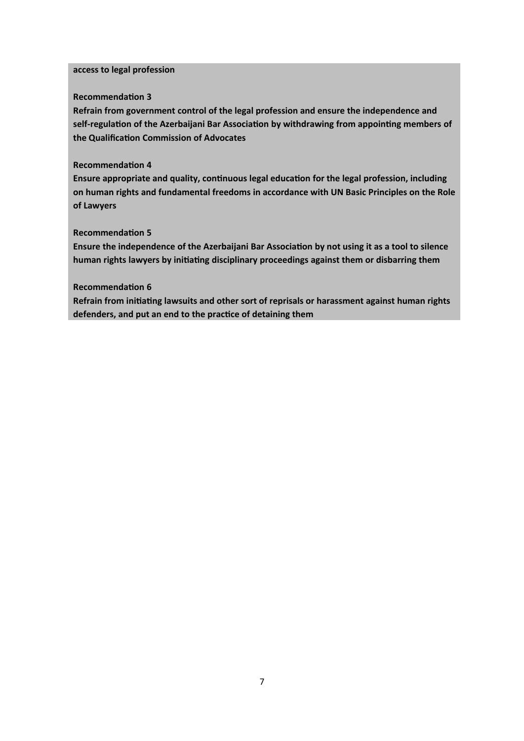**access to legal profession**

**Recommendation 3**
**Refrain from government control of the legal profession and ensure the independence and self-regulation of the Azerbaijani Bar Association by withdrawing from appointing members of the Qualification Commission of Advocates**

**Recommendation 4**
**Ensure appropriate and quality, continuous legal education for the legal profession, including on human rights and fundamental freedoms in accordance with UN Basic Principles on the Role of Lawyers**

**Recommendation 5**
**Ensure the independence of the Azerbaijani Bar Association by not using it as a tool to silence human rights lawyers by initiating disciplinary proceedings against them or disbarring them**

**Recommendation 6**
**Refrain from initiating lawsuits and other sort of reprisals or harassment against human rights defenders, and put an end to the practice of detaining them**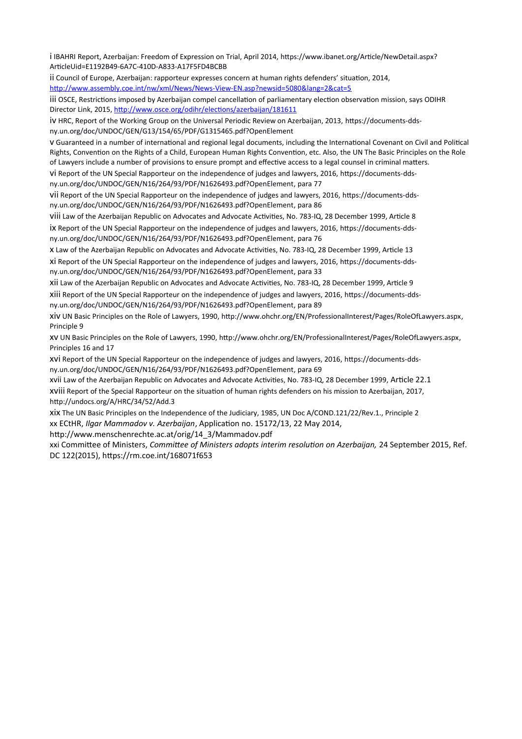i IBAHRI Report, Azerbaijan: Freedom of Expression on Trial, April 2014, https://www.ibanet.org/Article/NewDetail.aspx?ArticleUid=E1192B49-6A7C-410D-A833-A17F5FD4BCBB

ii Council of Europe, Azerbaijan: rapporteur expresses concern at human rights defenders' situation, 2014, http://www.assembly.coe.int/nw/xml/News/News-View-EN.asp?newsid=5080&lang=2&cat=5

iii OSCE, Restrictions imposed by Azerbaijan compel cancellation of parliamentary election observation mission, says ODIHR Director Link, 2015, http://www.osce.org/odihr/elections/azerbaijan/181611

iv HRC, Report of the Working Group on the Universal Periodic Review on Azerbaijan, 2013, https://documents-dds-ny.un.org/doc/UNDOC/GEN/G13/154/65/PDF/G1315465.pdf?OpenElement

v Guaranteed in a number of international and regional legal documents, including the International Covenant on Civil and Political Rights, Convention on the Rights of a Child, European Human Rights Convention, etc. Also, the UN The Basic Principles on the Role of Lawyers include a number of provisions to ensure prompt and effective access to a legal counsel in criminal matters.

vi Report of the UN Special Rapporteur on the independence of judges and lawyers, 2016, https://documents-dds-ny.un.org/doc/UNDOC/GEN/N16/264/93/PDF/N1626493.pdf?OpenElement, para 77

vii Report of the UN Special Rapporteur on the independence of judges and lawyers, 2016, https://documents-dds-ny.un.org/doc/UNDOC/GEN/N16/264/93/PDF/N1626493.pdf?OpenElement, para 86

viii Law of the Azerbaijan Republic on Advocates and Advocate Activities, No. 783-IQ, 28 December 1999, Article 8

ix Report of the UN Special Rapporteur on the independence of judges and lawyers, 2016, https://documents-dds-ny.un.org/doc/UNDOC/GEN/N16/264/93/PDF/N1626493.pdf?OpenElement, para 76

x Law of the Azerbaijan Republic on Advocates and Advocate Activities, No. 783-IQ, 28 December 1999, Article 13

xi Report of the UN Special Rapporteur on the independence of judges and lawyers, 2016, https://documents-dds-ny.un.org/doc/UNDOC/GEN/N16/264/93/PDF/N1626493.pdf?OpenElement, para 33

xii Law of the Azerbaijan Republic on Advocates and Advocate Activities, No. 783-IQ, 28 December 1999, Article 9

xiii Report of the UN Special Rapporteur on the independence of judges and lawyers, 2016, https://documents-dds-ny.un.org/doc/UNDOC/GEN/N16/264/93/PDF/N1626493.pdf?OpenElement, para 89

xiv UN Basic Principles on the Role of Lawyers, 1990, http://www.ohchr.org/EN/ProfessionalInterest/Pages/RoleOfLawyers.aspx, Principle 9

xv UN Basic Principles on the Role of Lawyers, 1990, http://www.ohchr.org/EN/ProfessionalInterest/Pages/RoleOfLawyers.aspx, Principles 16 and 17

xvi Report of the UN Special Rapporteur on the independence of judges and lawyers, 2016, https://documents-dds-ny.un.org/doc/UNDOC/GEN/N16/264/93/PDF/N1626493.pdf?OpenElement, para 69

xvii Law of the Azerbaijan Republic on Advocates and Advocate Activities, No. 783-IQ, 28 December 1999, Article 22.1

xviii Report of the Special Rapporteur on the situation of human rights defenders on his mission to Azerbaijan, 2017, http://undocs.org/A/HRC/34/52/Add.3

xix The UN Basic Principles on the Independence of the Judiciary, 1985, UN Doc A/COND.121/22/Rev.1., Principle 2

xx ECtHR, *Ilgar Mammadov v. Azerbaijan*, Application no. 15172/13, 22 May 2014, http://www.menschenrechte.ac.at/orig/14_3/Mammadov.pdf

xxi Committee of Ministers, *Committee of Ministers adopts interim resolution on Azerbaijan,* 24 September 2015, Ref. DC 122(2015), https://rm.coe.int/168071f653